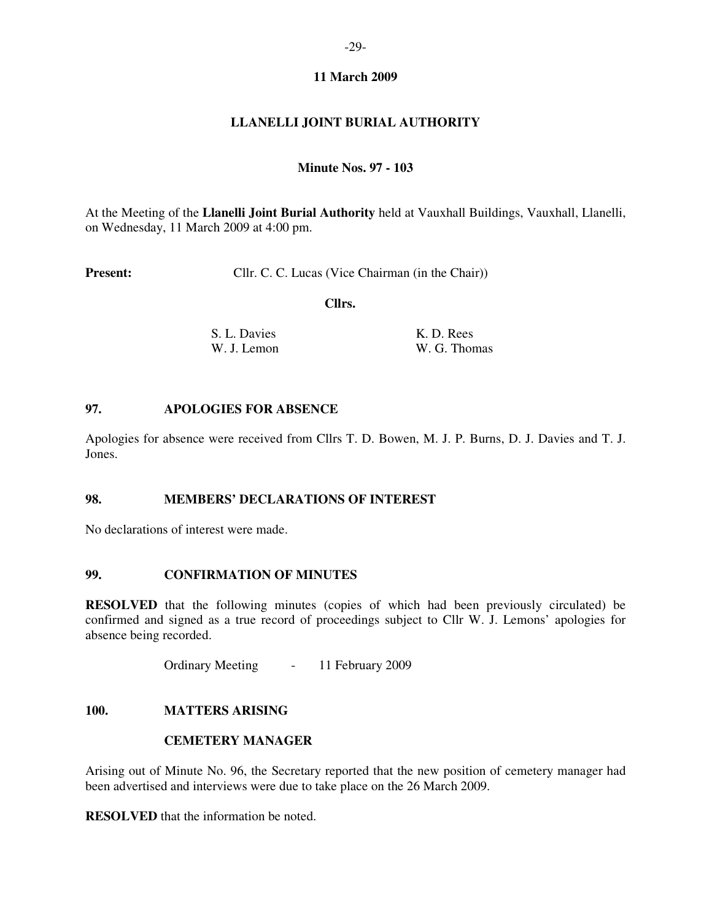**11 March 2009**

**LLANELLI JOINT BURIAL AUTHORITY**

**Minute Nos. 97 - 103**

At the Meeting of the **Llanelli Joint Burial Authority** held at Vauxhall Buildings, Vauxhall, Llanelli, on Wednesday, 11 March 2009 at 4:00 pm.

**Present:** Cllr. C. C. Lucas (Vice Chairman (in the Chair))

**Cllrs.**

S. L. Davies
W. J. Lemon
K. D. Rees
W. G. Thomas

## 97. APOLOGIES FOR ABSENCE

Apologies for absence were received from Cllrs T. D. Bowen, M. J. P. Burns, D. J. Davies and T. J. Jones.

## 98. MEMBERS' DECLARATIONS OF INTEREST

No declarations of interest were made.

## 99. CONFIRMATION OF MINUTES

**RESOLVED** that the following minutes (copies of which had been previously circulated) be confirmed and signed as a true record of proceedings subject to Cllr W. J. Lemons' apologies for absence being recorded.

Ordinary Meeting - 11 February 2009

## 100. MATTERS ARISING

### CEMETERY MANAGER

Arising out of Minute No. 96, the Secretary reported that the new position of cemetery manager had been advertised and interviews were due to take place on the 26 March 2009.

**RESOLVED** that the information be noted.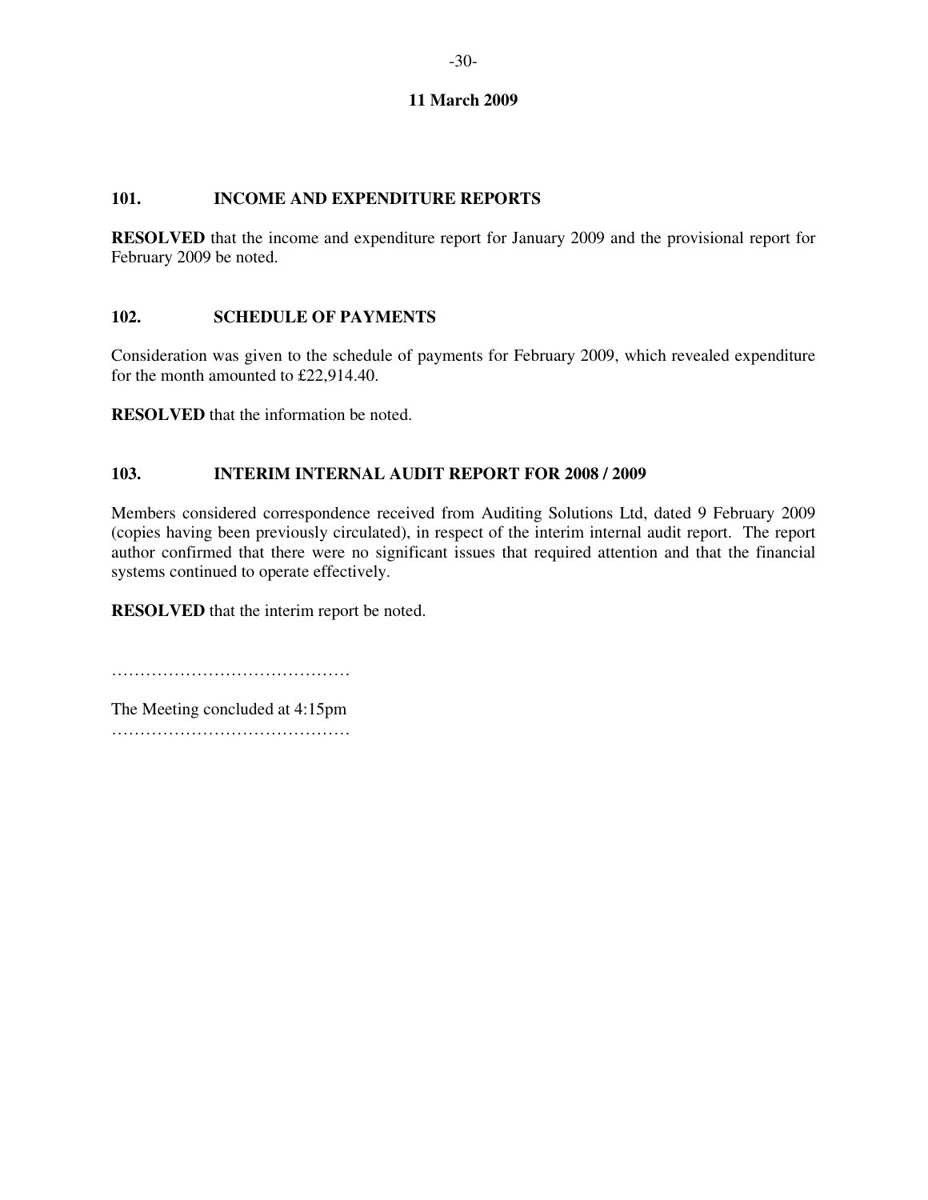**11 March 2009**

## 101. INCOME AND EXPENDITURE REPORTS

**RESOLVED** that the income and expenditure report for January 2009 and the provisional report for February 2009 be noted.

## 102. SCHEDULE OF PAYMENTS

Consideration was given to the schedule of payments for February 2009, which revealed expenditure for the month amounted to £22,914.40.

**RESOLVED** that the information be noted.

## 103. INTERIM INTERNAL AUDIT REPORT FOR 2008 / 2009

Members considered correspondence received from Auditing Solutions Ltd, dated 9 February 2009 (copies having been previously circulated), in respect of the interim internal audit report. The report author confirmed that there were no significant issues that required attention and that the financial systems continued to operate effectively.

**RESOLVED** that the interim report be noted.

……………………………………

The Meeting concluded at 4:15pm

……………………………………